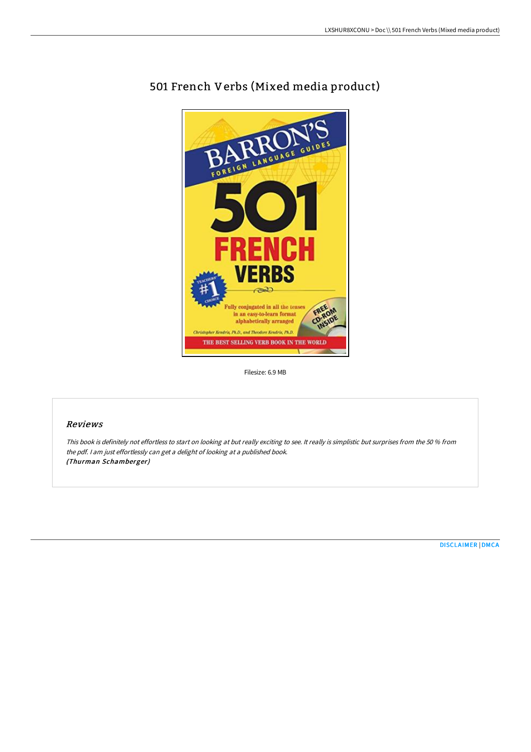# 501 French Verbs (Mixed media product)

Filesize: 6.9 MB

## Reviews

*This book is definitely not effortless to start on looking at but really exciting to see. It really is simplistic but surprises from the 50 % from the pdf. I am just effortlessly can get a delight of looking at a published book.*
*(Thurman Schamberger)*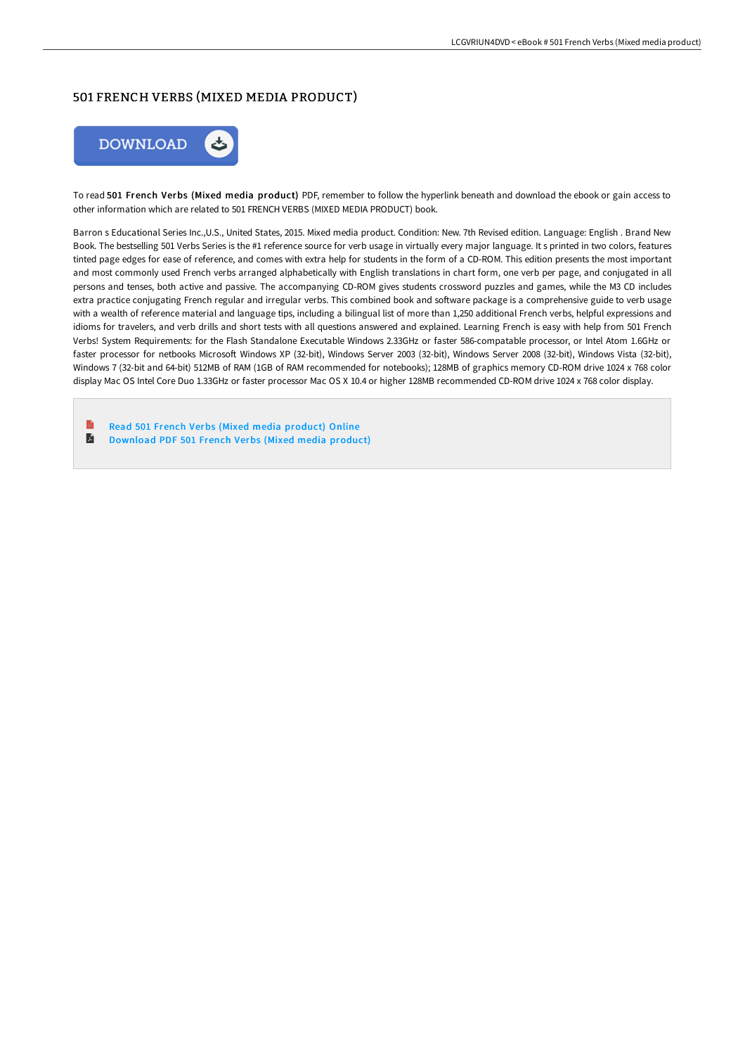# 501 FRENCH VERBS (MIXED MEDIA PRODUCT)

DOWNLOAD

To read **501 French Verbs (Mixed media product)** PDF, remember to follow the hyperlink beneath and download the ebook or gain access to other information which are related to 501 FRENCH VERBS (MIXED MEDIA PRODUCT) book.

Barron s Educational Series Inc.,U.S., United States, 2015. Mixed media product. Condition: New. 7th Revised edition. Language: English . Brand New Book. The bestselling 501 Verbs Series is the #1 reference source for verb usage in virtually every major language. It s printed in two colors, features tinted page edges for ease of reference, and comes with extra help for students in the form of a CD-ROM. This edition presents the most important and most commonly used French verbs arranged alphabetically with English translations in chart form, one verb per page, and conjugated in all persons and tenses, both active and passive. The accompanying CD-ROM gives students crossword puzzles and games, while the M3 CD includes extra practice conjugating French regular and irregular verbs. This combined book and software package is a comprehensive guide to verb usage with a wealth of reference material and language tips, including a bilingual list of more than 1,250 additional French verbs, helpful expressions and idioms for travelers, and verb drills and short tests with all questions answered and explained. Learning French is easy with help from 501 French Verbs! System Requirements: for the Flash Standalone Executable Windows 2.33GHz or faster 586-compatable processor, or Intel Atom 1.6GHz or faster processor for netbooks Microsoft Windows XP (32-bit), Windows Server 2003 (32-bit), Windows Server 2008 (32-bit), Windows Vista (32-bit), Windows 7 (32-bit and 64-bit) 512MB of RAM (1GB of RAM recommended for notebooks); 128MB of graphics memory CD-ROM drive 1024 x 768 color display Mac OS Intel Core Duo 1.33GHz or faster processor Mac OS X 10.4 or higher 128MB recommended CD-ROM drive 1024 x 768 color display.

- Read 501 French Verbs (Mixed media product) Online
- Download PDF 501 French Verbs (Mixed media product)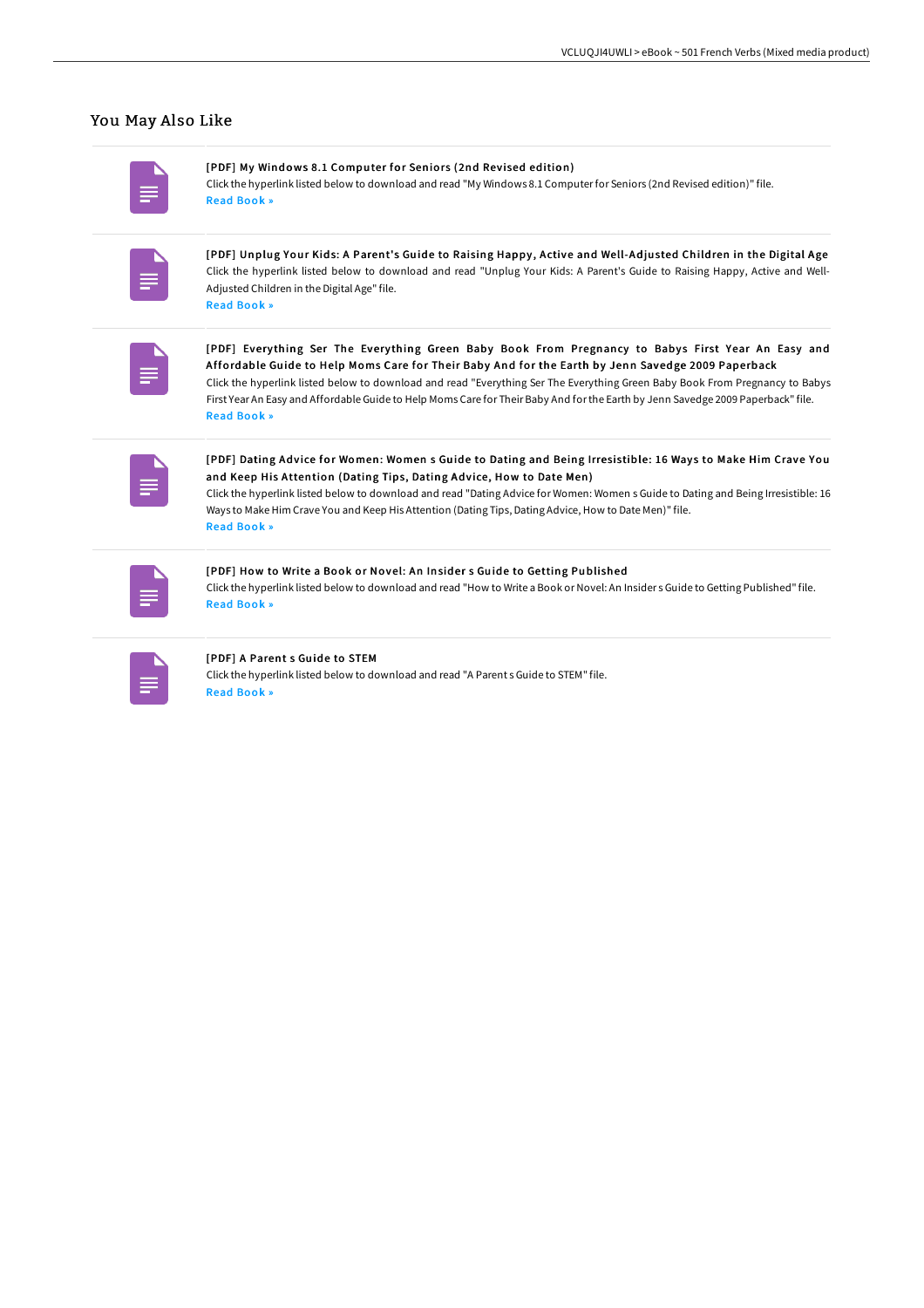## You May Also Like

**[PDF] My Windows 8.1 Computer for Seniors (2nd Revised edition)**
Click the hyperlink listed below to download and read "My Windows 8.1 Computer for Seniors (2nd Revised edition)" file.
Read Book »

**[PDF] Unplug Your Kids: A Parent's Guide to Raising Happy, Active and Well-Adjusted Children in the Digital Age**
Click the hyperlink listed below to download and read "Unplug Your Kids: A Parent's Guide to Raising Happy, Active and Well-Adjusted Children in the Digital Age" file.
Read Book »

**[PDF] Everything Ser The Everything Green Baby Book From Pregnancy to Babys First Year An Easy and Affordable Guide to Help Moms Care for Their Baby And for the Earth by Jenn Savedge 2009 Paperback**
Click the hyperlink listed below to download and read "Everything Ser The Everything Green Baby Book From Pregnancy to Babys First Year An Easy and Affordable Guide to Help Moms Care for Their Baby And for the Earth by Jenn Savedge 2009 Paperback" file.
Read Book »

**[PDF] Dating Advice for Women: Women s Guide to Dating and Being Irresistible: 16 Ways to Make Him Crave You and Keep His Attention (Dating Tips, Dating Advice, How to Date Men)**
Click the hyperlink listed below to download and read "Dating Advice for Women: Women s Guide to Dating and Being Irresistible: 16 Ways to Make Him Crave You and Keep His Attention (Dating Tips, Dating Advice, How to Date Men)" file.
Read Book »

**[PDF] How to Write a Book or Novel: An Insider s Guide to Getting Published**
Click the hyperlink listed below to download and read "How to Write a Book or Novel: An Insider s Guide to Getting Published" file.
Read Book »

**[PDF] A Parent s Guide to STEM**
Click the hyperlink listed below to download and read "A Parent s Guide to STEM" file.
Read Book »